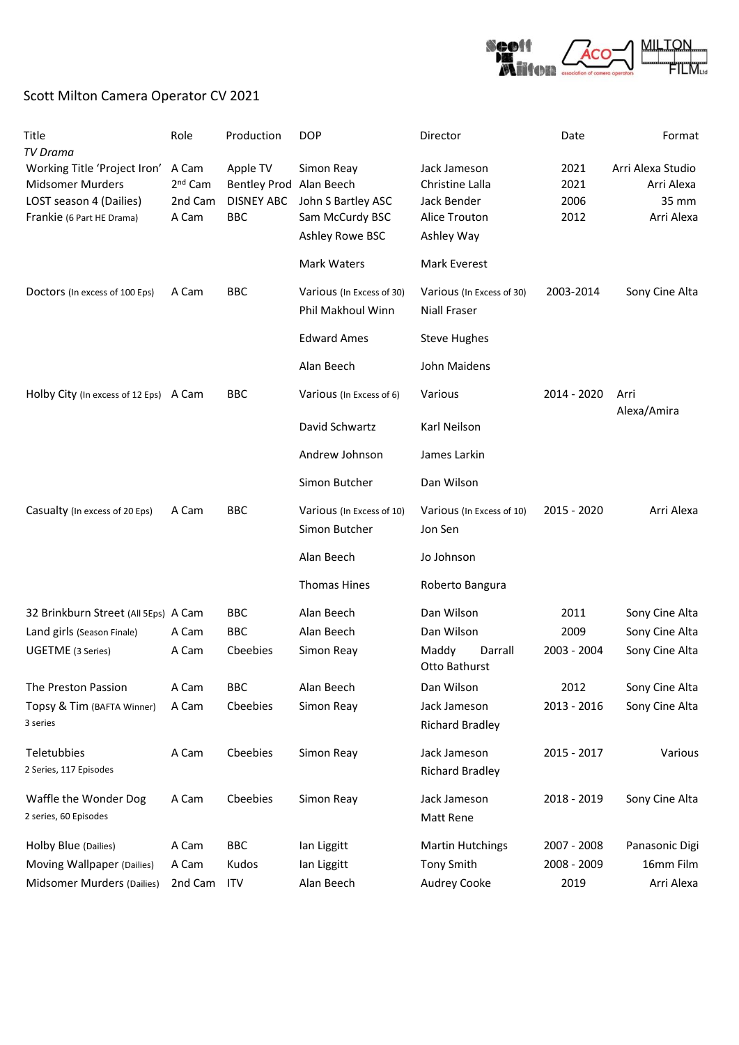Scott Milton Camera Operator CV 2021

| Title | Role | Production | DOP | Director | Date | Format |
|---|---|---|---|---|---|---|
| *TV Drama* | | | | | | |
| Working Title 'Project Iron' | A Cam | Apple TV | Simon Reay | Jack Jameson | 2021 | Arri Alexa Studio |
| Midsomer Murders | 2nd Cam | Bentley Prod | Alan Beech | Christine Lalla | 2021 | Arri Alexa |
| LOST season 4 (Dailies) | 2nd Cam | DISNEY ABC | John S Bartley ASC | Jack Bender | 2006 | 35 mm |
| Frankie (6 Part HE Drama) | A Cam | BBC | Sam McCurdy BSC | Alice Trouton | 2012 | Arri Alexa |
| | | | Ashley Rowe BSC | Ashley Way | | |
| | | | Mark Waters | Mark Everest | | |
| Doctors (In excess of 100 Eps) | A Cam | BBC | Various (In Excess of 30) | Various (In Excess of 30) | 2003-2014 | Sony Cine Alta |
| | | | Phil Makhoul Winn | Niall Fraser | | |
| | | | Edward Ames | Steve Hughes | | |
| | | | Alan Beech | John Maidens | | |
| Holby City (In excess of 12 Eps) | A Cam | BBC | Various (In Excess of 6) | Various | 2014 - 2020 | Arri Alexa/Amira |
| | | | David Schwartz | Karl Neilson | | |
| | | | Andrew Johnson | James Larkin | | |
| | | | Simon Butcher | Dan Wilson | | |
| Casualty (In excess of 20 Eps) | A Cam | BBC | Various (In Excess of 10) | Various (In Excess of 10) | 2015 - 2020 | Arri Alexa |
| | | | Simon Butcher | Jon Sen | | |
| | | | Alan Beech | Jo Johnson | | |
| | | | Thomas Hines | Roberto Bangura | | |
| 32 Brinkburn Street (All 5Eps) | A Cam | BBC | Alan Beech | Dan Wilson | 2011 | Sony Cine Alta |
| Land girls (Season Finale) | A Cam | BBC | Alan Beech | Dan Wilson | 2009 | Sony Cine Alta |
| UGETME (3 Series) | A Cam | Cbeebies | Simon Reay | Maddy Darrall Otto Bathurst | 2003 - 2004 | Sony Cine Alta |
| The Preston Passion | A Cam | BBC | Alan Beech | Dan Wilson | 2012 | Sony Cine Alta |
| Topsy & Tim (BAFTA Winner) 3 series | A Cam | Cbeebies | Simon Reay | Jack Jameson | 2013 - 2016 | Sony Cine Alta |
| | | | | Richard Bradley | | |
| Teletubbies 2 Series, 117 Episodes | A Cam | Cbeebies | Simon Reay | Jack Jameson | 2015 - 2017 | Various |
| | | | | Richard Bradley | | |
| Waffle the Wonder Dog 2 series, 60 Episodes | A Cam | Cbeebies | Simon Reay | Jack Jameson | 2018 - 2019 | Sony Cine Alta |
| | | | | Matt Rene | | |
| Holby Blue (Dailies) | A Cam | BBC | Ian Liggitt | Martin Hutchings | 2007 - 2008 | Panasonic Digi |
| Moving Wallpaper (Dailies) | A Cam | Kudos | Ian Liggitt | Tony Smith | 2008 - 2009 | 16mm Film |
| Midsomer Murders (Dailies) | 2nd Cam | ITV | Alan Beech | Audrey Cooke | 2019 | Arri Alexa |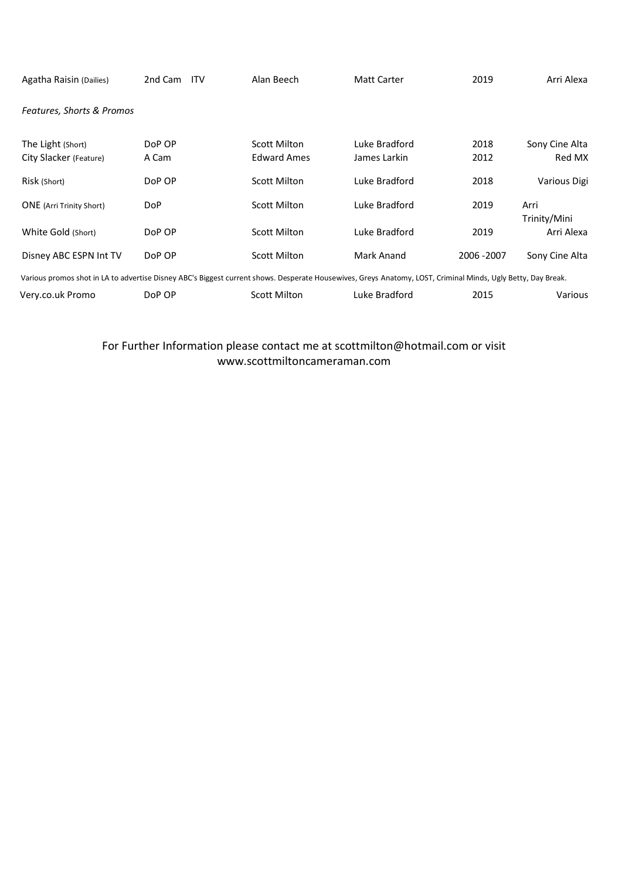| | | | | | | |
|---|---|---|---|---|---|---|
| Agatha Raisin (Dailies) | 2nd Cam | ITV | Alan Beech | Matt Carter | 2019 | Arri Alexa |

*Features, Shorts & Promos*

| | | | | | |
|---|---|---|---|---|---|
| The Light (Short) | DoP OP | Scott Milton | Luke Bradford | 2018 | Sony Cine Alta |
| City Slacker (Feature) | A Cam | Edward Ames | James Larkin | 2012 | Red MX |
| Risk (Short) | DoP OP | Scott Milton | Luke Bradford | 2018 | Various Digi |
| ONE (Arri Trinity Short) | DoP | Scott Milton | Luke Bradford | 2019 | Arri Trinity/Mini |
| White Gold (Short) | DoP OP | Scott Milton | Luke Bradford | 2019 | Arri Alexa |
| Disney ABC ESPN Int TV | DoP OP | Scott Milton | Mark Anand | 2006 -2007 | Sony Cine Alta |

Various promos shot in LA to advertise Disney ABC's Biggest current shows. Desperate Housewives, Greys Anatomy, LOST, Criminal Minds, Ugly Betty, Day Break.

| | | | | | |
|---|---|---|---|---|---|
| Very.co.uk Promo | DoP OP | Scott Milton | Luke Bradford | 2015 | Various |

For Further Information please contact me at scottmilton@hotmail.com or visit www.scottmiltoncameraman.com